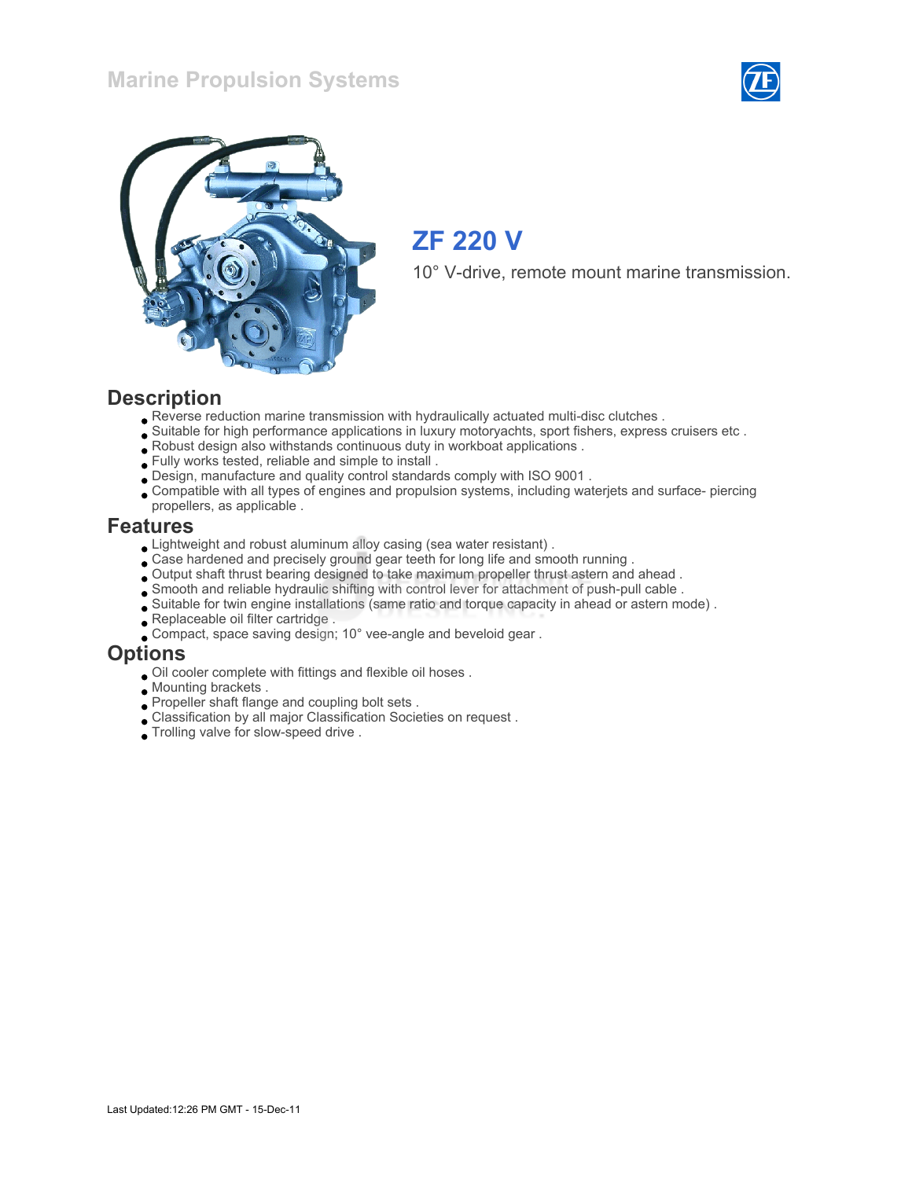# Marine Propulsion Systems

## ZF 220 V

10° V-drive, remote mount marine transmission.

## Description

- Reverse reduction marine transmission with hydraulically actuated multi-disc clutches .
- Suitable for high performance applications in luxury motoryachts, sport fishers, express cruisers etc .
- Robust design also withstands continuous duty in workboat applications .
- Fully works tested, reliable and simple to install .
- Design, manufacture and quality control standards comply with ISO 9001 .
- Compatible with all types of engines and propulsion systems, including waterjets and surface- piercing propellers, as applicable .

## Features

- Lightweight and robust aluminum alloy casing (sea water resistant) .
- Case hardened and precisely ground gear teeth for long life and smooth running .
- Output shaft thrust bearing designed to take maximum propeller thrust astern and ahead .
- Smooth and reliable hydraulic shifting with control lever for attachment of push-pull cable .
- Suitable for twin engine installations (same ratio and torque capacity in ahead or astern mode) .
- Replaceable oil filter cartridge .
- Compact, space saving design; 10° vee-angle and beveloid gear .

## Options

- Oil cooler complete with fittings and flexible oil hoses .
- Mounting brackets .
- Propeller shaft flange and coupling bolt sets .
- Classification by all major Classification Societies on request .
- Trolling valve for slow-speed drive .

Last Updated:12:26 PM GMT - 15-Dec-11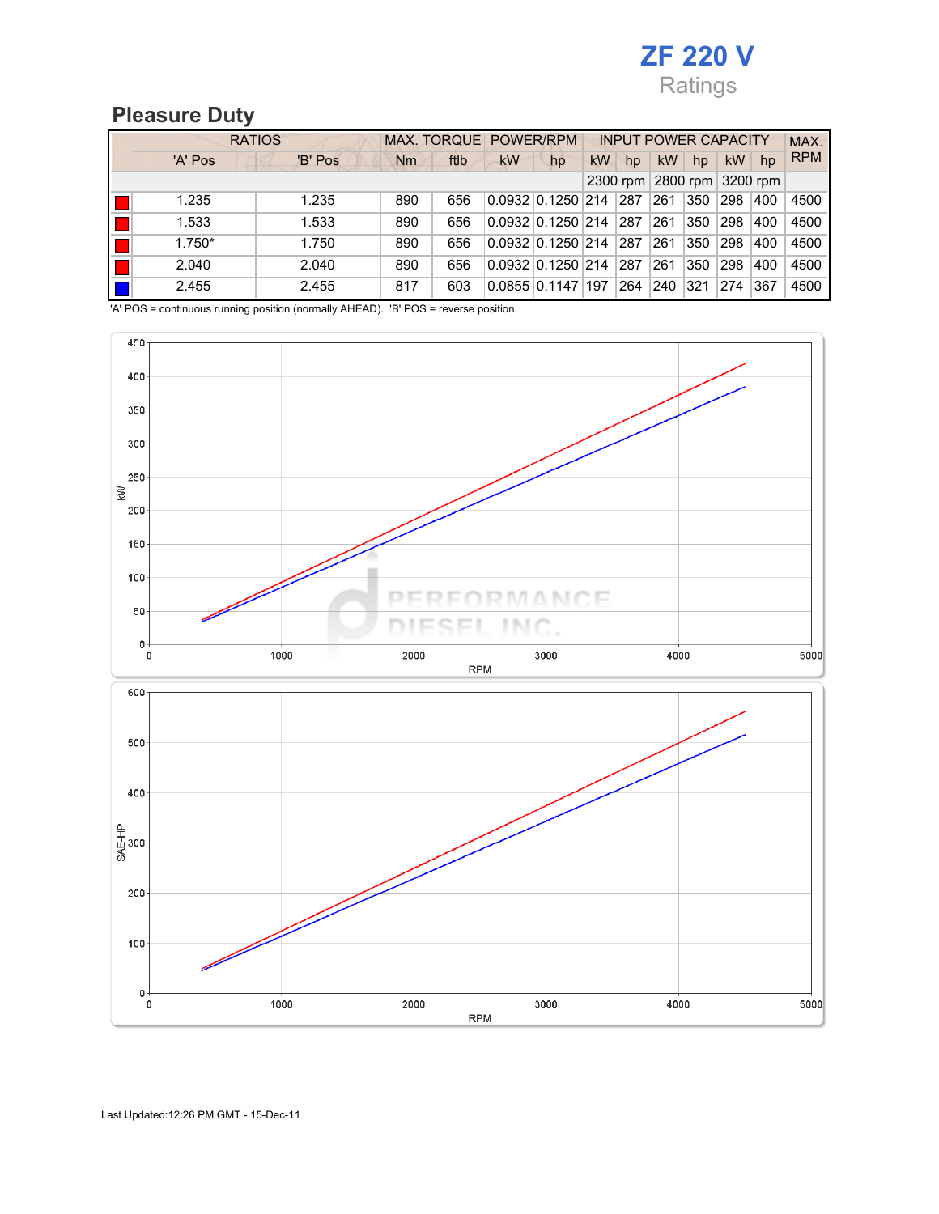# ZF 220 V

Ratings

## Pleasure Duty

| | RATIOS | | MAX. TORQUE | | POWER/RPM | | INPUT POWER CAPACITY | | | | | | MAX. |
|---|---|---|---|---|---|---|---|---|---|---|---|---|---|
| | 'A' Pos | 'B' Pos | Nm | ftlb | kW | hp | kW | hp | kW | hp | kW | hp | RPM |
| | | | | | | | 2300 rpm | | 2800 rpm | | 3200 rpm | | |
| ■ | 1.235 | 1.235 | 890 | 656 | 0.0932 | 0.1250 | 214 | 287 | 261 | 350 | 298 | 400 | 4500 |
| ■ | 1.533 | 1.533 | 890 | 656 | 0.0932 | 0.1250 | 214 | 287 | 261 | 350 | 298 | 400 | 4500 |
| ■ | 1.750* | 1.750 | 890 | 656 | 0.0932 | 0.1250 | 214 | 287 | 261 | 350 | 298 | 400 | 4500 |
| ■ | 2.040 | 2.040 | 890 | 656 | 0.0932 | 0.1250 | 214 | 287 | 261 | 350 | 298 | 400 | 4500 |
| ■ | 2.455 | 2.455 | 817 | 603 | 0.0855 | 0.1147 | 197 | 264 | 240 | 321 | 274 | 367 | 4500 |

'A' POS = continuous running position (normally AHEAD). 'B' POS = reverse position.

Last Updated:12:26 PM GMT - 15-Dec-11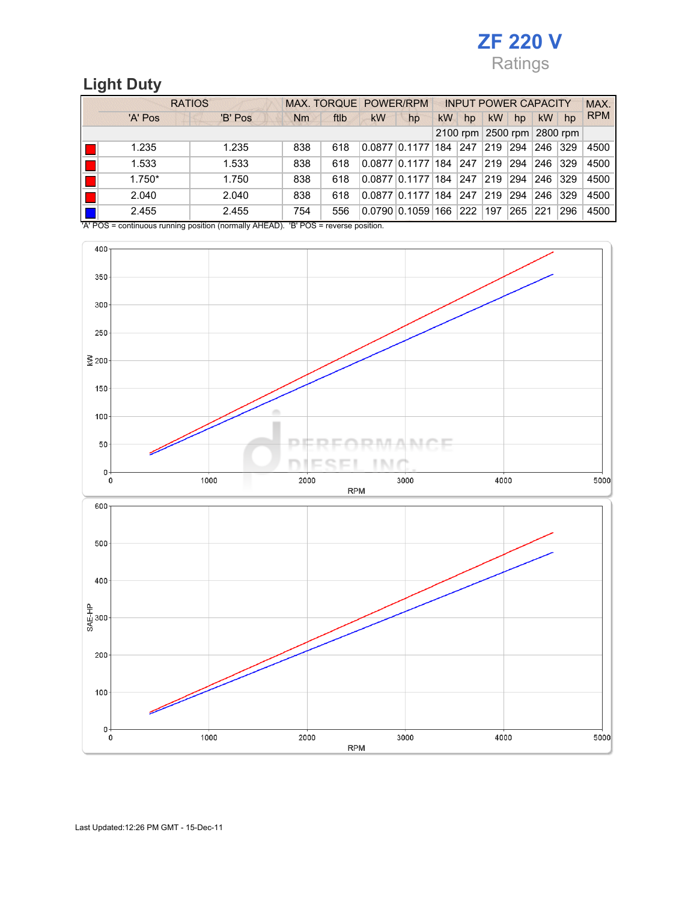# ZF 220 V

Ratings

## Light Duty

| RATIOS | | MAX. TORQUE | | POWER/RPM | | INPUT POWER CAPACITY | | | | | | MAX. RPM |
|---|---|---|---|---|---|---|---|---|---|---|---|---|
| 'A' Pos | 'B' Pos | Nm | ftlb | kW | hp | kW | hp | kW | hp | kW | hp | |
| | | | | | | 2100 rpm | | 2500 rpm | | 2800 rpm | | |
| 1.235 | 1.235 | 838 | 618 | 0.0877 | 0.1177 | 184 | 247 | 219 | 294 | 246 | 329 | 4500 |
| 1.533 | 1.533 | 838 | 618 | 0.0877 | 0.1177 | 184 | 247 | 219 | 294 | 246 | 329 | 4500 |
| 1.750* | 1.750 | 838 | 618 | 0.0877 | 0.1177 | 184 | 247 | 219 | 294 | 246 | 329 | 4500 |
| 2.040 | 2.040 | 838 | 618 | 0.0877 | 0.1177 | 184 | 247 | 219 | 294 | 246 | 329 | 4500 |
| 2.455 | 2.455 | 754 | 556 | 0.0790 | 0.1059 | 166 | 222 | 197 | 265 | 221 | 296 | 4500 |

'A' POS = continuous running position (normally AHEAD). 'B' POS = reverse position.

Last Updated:12:26 PM GMT - 15-Dec-11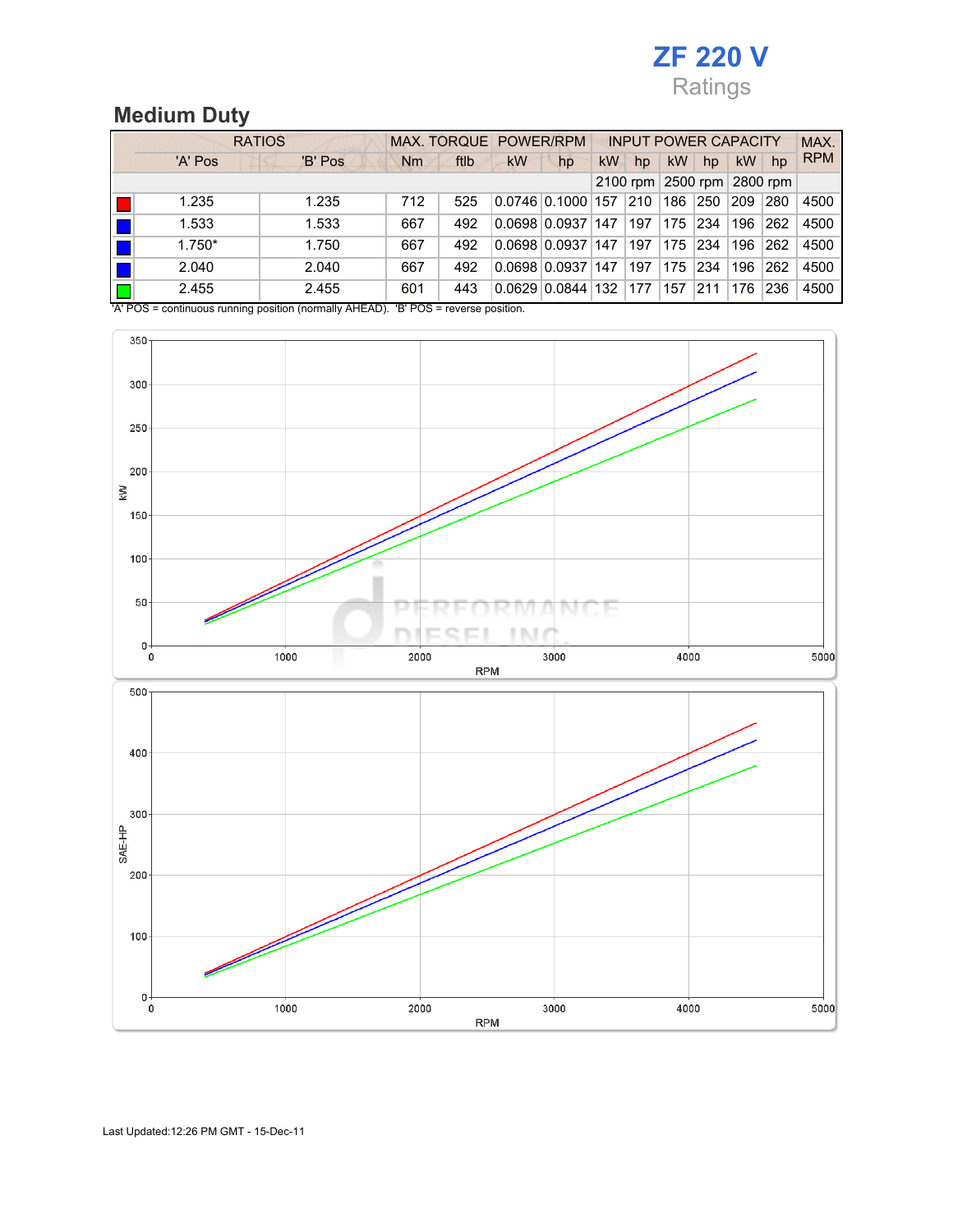# ZF 220 V

Ratings

## Medium Duty

| | RATIOS | | MAX. TORQUE | | POWER/RPM | | INPUT POWER CAPACITY | | | | | | MAX. RPM |
|---|---|---|---|---|---|---|---|---|---|---|---|---|---|
| | 'A' Pos | 'B' Pos | Nm | ftlb | kW | hp | kW | hp | kW | hp | kW | hp | |
| | | | | | | | 2100 rpm | | 2500 rpm | | 2800 rpm | | |
| Red | 1.235 | 1.235 | 712 | 525 | 0.0746 | 0.1000 | 157 | 210 | 186 | 250 | 209 | 280 | 4500 |
| Blue | 1.533 | 1.533 | 667 | 492 | 0.0698 | 0.0937 | 147 | 197 | 175 | 234 | 196 | 262 | 4500 |
| Blue | 1.750* | 1.750 | 667 | 492 | 0.0698 | 0.0937 | 147 | 197 | 175 | 234 | 196 | 262 | 4500 |
| Blue | 2.040 | 2.040 | 667 | 492 | 0.0698 | 0.0937 | 147 | 197 | 175 | 234 | 196 | 262 | 4500 |
| Green | 2.455 | 2.455 | 601 | 443 | 0.0629 | 0.0844 | 132 | 177 | 157 | 211 | 176 | 236 | 4500 |

'A' POS = continuous running position (normally AHEAD). 'B' POS = reverse position.

Last Updated:12:26 PM GMT - 15-Dec-11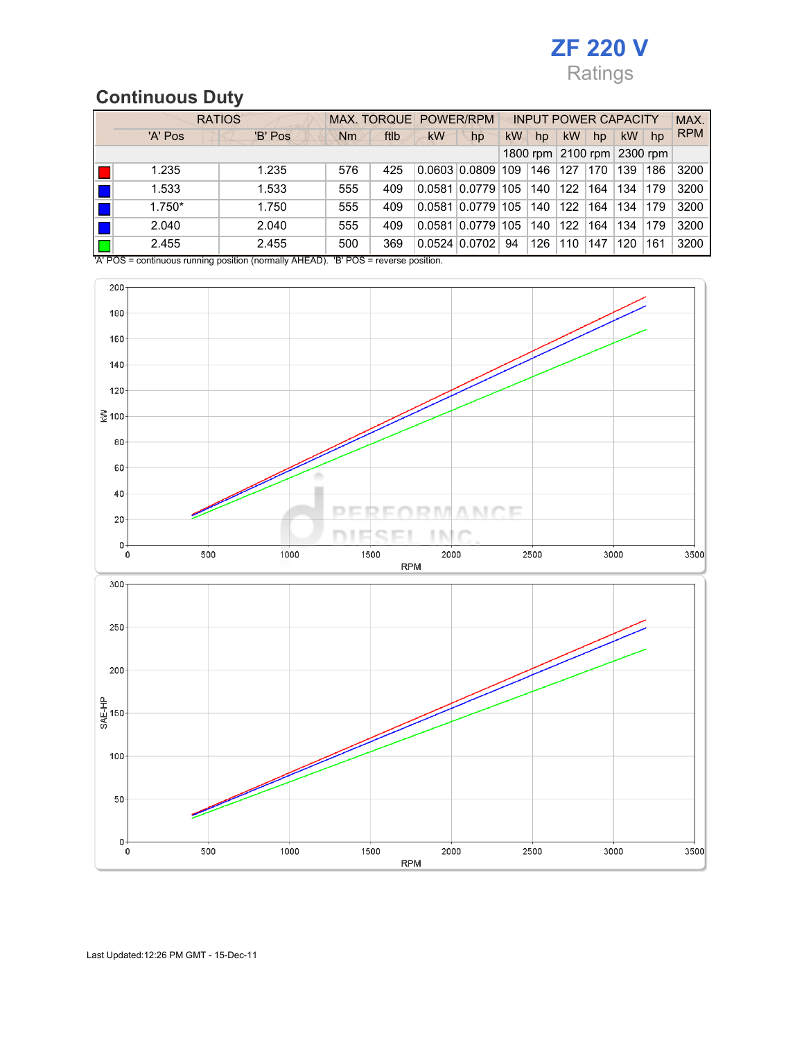# ZF 220 V

Ratings

## Continuous Duty

| | RATIOS | | MAX. TORQUE | | POWER/RPM | | INPUT POWER CAPACITY | | | | | | MAX. RPM |
|---|---|---|---|---|---|---|---|---|---|---|---|---|---|
| | 'A' Pos | 'B' Pos | Nm | ftlb | kW | hp | kW | hp | kW | hp | kW | hp | |
| | | | | | | | 1800 rpm | | 2100 rpm | | 2300 rpm | | |
| Red | 1.235 | 1.235 | 576 | 425 | 0.0603 | 0.0809 | 109 | 146 | 127 | 170 | 139 | 186 | 3200 |
| Blue | 1.533 | 1.533 | 555 | 409 | 0.0581 | 0.0779 | 105 | 140 | 122 | 164 | 134 | 179 | 3200 |
| Blue | 1.750* | 1.750 | 555 | 409 | 0.0581 | 0.0779 | 105 | 140 | 122 | 164 | 134 | 179 | 3200 |
| Blue | 2.040 | 2.040 | 555 | 409 | 0.0581 | 0.0779 | 105 | 140 | 122 | 164 | 134 | 179 | 3200 |
| Green | 2.455 | 2.455 | 500 | 369 | 0.0524 | 0.0702 | 94 | 126 | 110 | 147 | 120 | 161 | 3200 |

'A' POS = continuous running position (normally AHEAD). 'B' POS = reverse position.

Last Updated:12:26 PM GMT - 15-Dec-11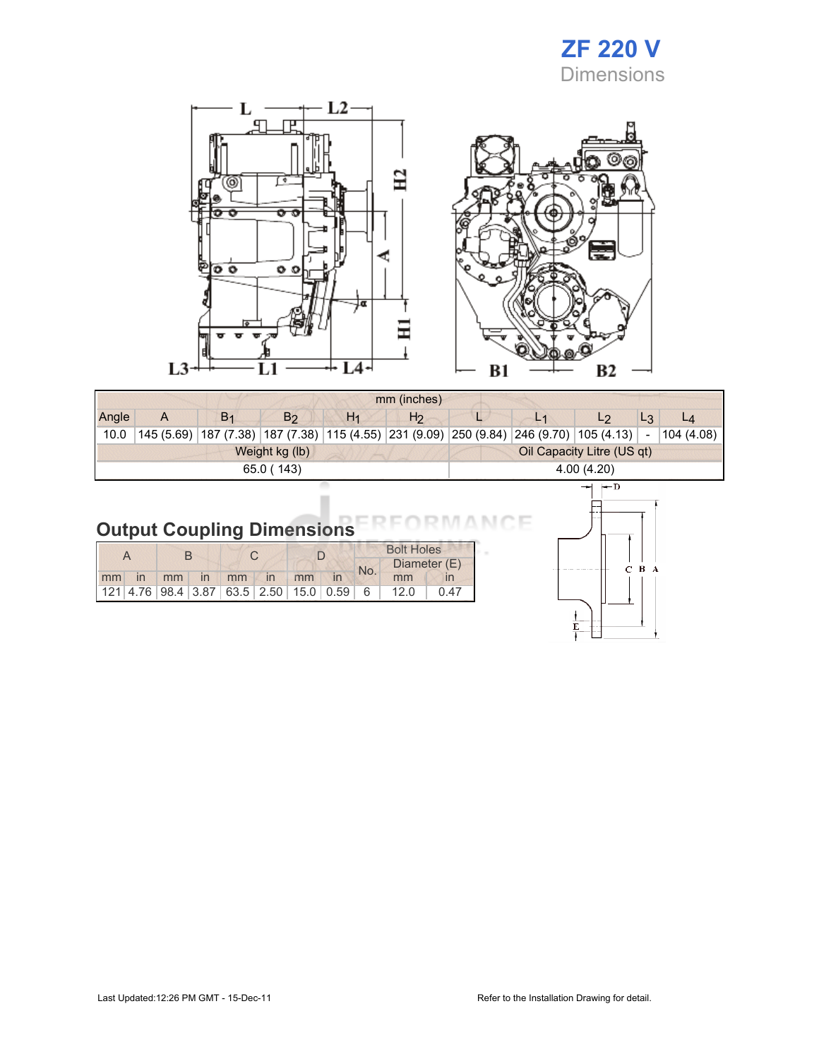# ZF 220 V

Dimensions

| mm (inches) | | | | | | | | | | |
|---|---|---|---|---|---|---|---|---|---|---|
| Angle | A | $B_1$ | $B_2$ | $H_1$ | $H_2$ | L | $L_1$ | $L_2$ | $L_3$ | $L_4$ |
| 10.0 | 145 (5.69) | 187 (7.38) | 187 (7.38) | 115 (4.55) | 231 (9.09) | 250 (9.84) | 246 (9.70) | 105 (4.13) | - | 104 (4.08) |
| Weight kg (lb) | | | | | | Oil Capacity Litre (US qt) | | | | |
| 65.0 ( 143) | | | | | | 4.00 (4.20) | | | | |

## Output Coupling Dimensions

| A | | B | | C | | D | | Bolt Holes | | |
|---|---|---|---|---|---|---|---|---|---|---|
| | | | | | | | | No. | Diameter (E) | |
| mm | in | mm | in | mm | in | mm | in | | mm | in |
| 121 | 4.76 | 98.4 | 3.87 | 63.5 | 2.50 | 15.0 | 0.59 | 6 | 12.0 | 0.47 |

Last Updated:12:26 PM GMT - 15-Dec-11

Refer to the Installation Drawing for detail.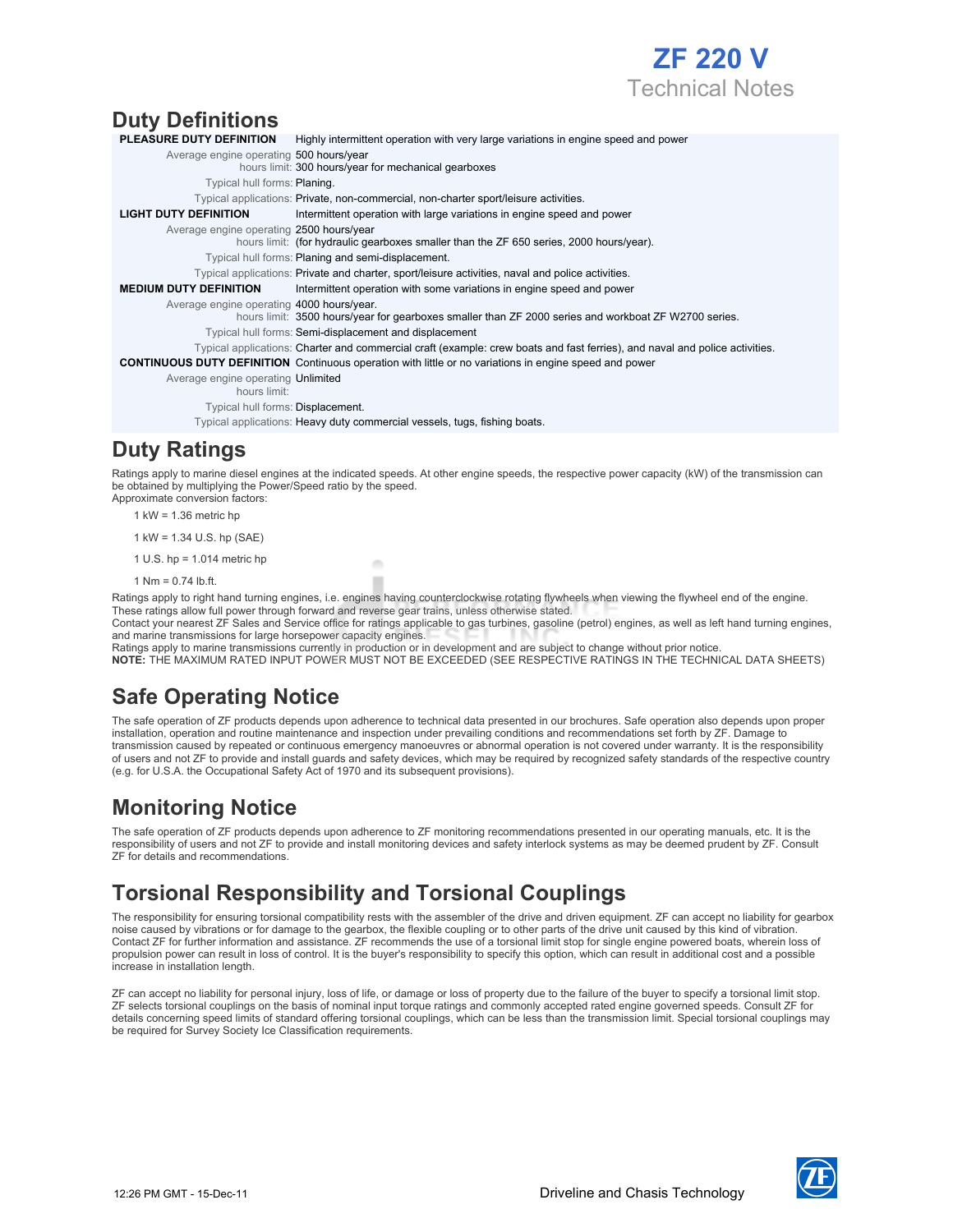# ZF 220 V

Technical Notes

## Duty Definitions

| | |
|---|---|
| **PLEASURE DUTY DEFINITION** | Highly intermittent operation with very large variations in engine speed and power |
| Average engine operating hours limit: | 500 hours/year<br>300 hours/year for mechanical gearboxes |
| Typical hull forms: | Planing. |
| Typical applications: | Private, non-commercial, non-charter sport/leisure activities. |
| **LIGHT DUTY DEFINITION** | Intermittent operation with large variations in engine speed and power |
| Average engine operating hours limit: | 2500 hours/year<br>(for hydraulic gearboxes smaller than the ZF 650 series, 2000 hours/year). |
| Typical hull forms: | Planing and semi-displacement. |
| Typical applications: | Private and charter, sport/leisure activities, naval and police activities. |
| **MEDIUM DUTY DEFINITION** | Intermittent operation with some variations in engine speed and power |
| Average engine operating hours limit: | 4000 hours/year.<br>3500 hours/year for gearboxes smaller than ZF 2000 series and workboat ZF W2700 series. |
| Typical hull forms: | Semi-displacement and displacement |
| Typical applications: | Charter and commercial craft (example: crew boats and fast ferries), and naval and police activities. |
| **CONTINUOUS DUTY DEFINITION** | Continuous operation with little or no variations in engine speed and power |
| Average engine operating hours limit: | Unlimited |
| Typical hull forms: | Displacement. |
| Typical applications: | Heavy duty commercial vessels, tugs, fishing boats. |

## Duty Ratings

Ratings apply to marine diesel engines at the indicated speeds. At other engine speeds, the respective power capacity (kW) of the transmission can be obtained by multiplying the Power/Speed ratio by the speed.
Approximate conversion factors:

1 kW = 1.36 metric hp

1 kW = 1.34 U.S. hp (SAE)

1 U.S. hp = 1.014 metric hp

1 Nm = 0.74 lb.ft.

Ratings apply to right hand turning engines, i.e. engines having counterclockwise rotating flywheels when viewing the flywheel end of the engine. These ratings allow full power through forward and reverse gear trains, unless otherwise stated.
Contact your nearest ZF Sales and Service office for ratings applicable to gas turbines, gasoline (petrol) engines, as well as left hand turning engines, and marine transmissions for large horsepower capacity engines.
Ratings apply to marine transmissions currently in production or in development and are subject to change without prior notice.
**NOTE:** THE MAXIMUM RATED INPUT POWER MUST NOT BE EXCEEDED (SEE RESPECTIVE RATINGS IN THE TECHNICAL DATA SHEETS)

## Safe Operating Notice

The safe operation of ZF products depends upon adherence to technical data presented in our brochures. Safe operation also depends upon proper installation, operation and routine maintenance and inspection under prevailing conditions and recommendations set forth by ZF. Damage to transmission caused by repeated or continuous emergency manoeuvres or abnormal operation is not covered under warranty. It is the responsibility of users and not ZF to provide and install guards and safety devices, which may be required by recognized safety standards of the respective country (e.g. for U.S.A. the Occupational Safety Act of 1970 and its subsequent provisions).

## Monitoring Notice

The safe operation of ZF products depends upon adherence to ZF monitoring recommendations presented in our operating manuals, etc. It is the responsibility of users and not ZF to provide and install monitoring devices and safety interlock systems as may be deemed prudent by ZF. Consult ZF for details and recommendations.

## Torsional Responsibility and Torsional Couplings

The responsibility for ensuring torsional compatibility rests with the assembler of the drive and driven equipment. ZF can accept no liability for gearbox noise caused by vibrations or for damage to the gearbox, the flexible coupling or to other parts of the drive unit caused by this kind of vibration. Contact ZF for further information and assistance. ZF recommends the use of a torsional limit stop for single engine powered boats, wherein loss of propulsion power can result in loss of control. It is the buyer's responsibility to specify this option, which can result in additional cost and a possible increase in installation length.

ZF can accept no liability for personal injury, loss of life, or damage or loss of property due to the failure of the buyer to specify a torsional limit stop. ZF selects torsional couplings on the basis of nominal input torque ratings and commonly accepted rated engine governed speeds. Consult ZF for details concerning speed limits of standard offering torsional couplings, which can be less than the transmission limit. Special torsional couplings may be required for Survey Society Ice Classification requirements.

12:26 PM GMT - 15-Dec-11

Driveline and Chasis Technology